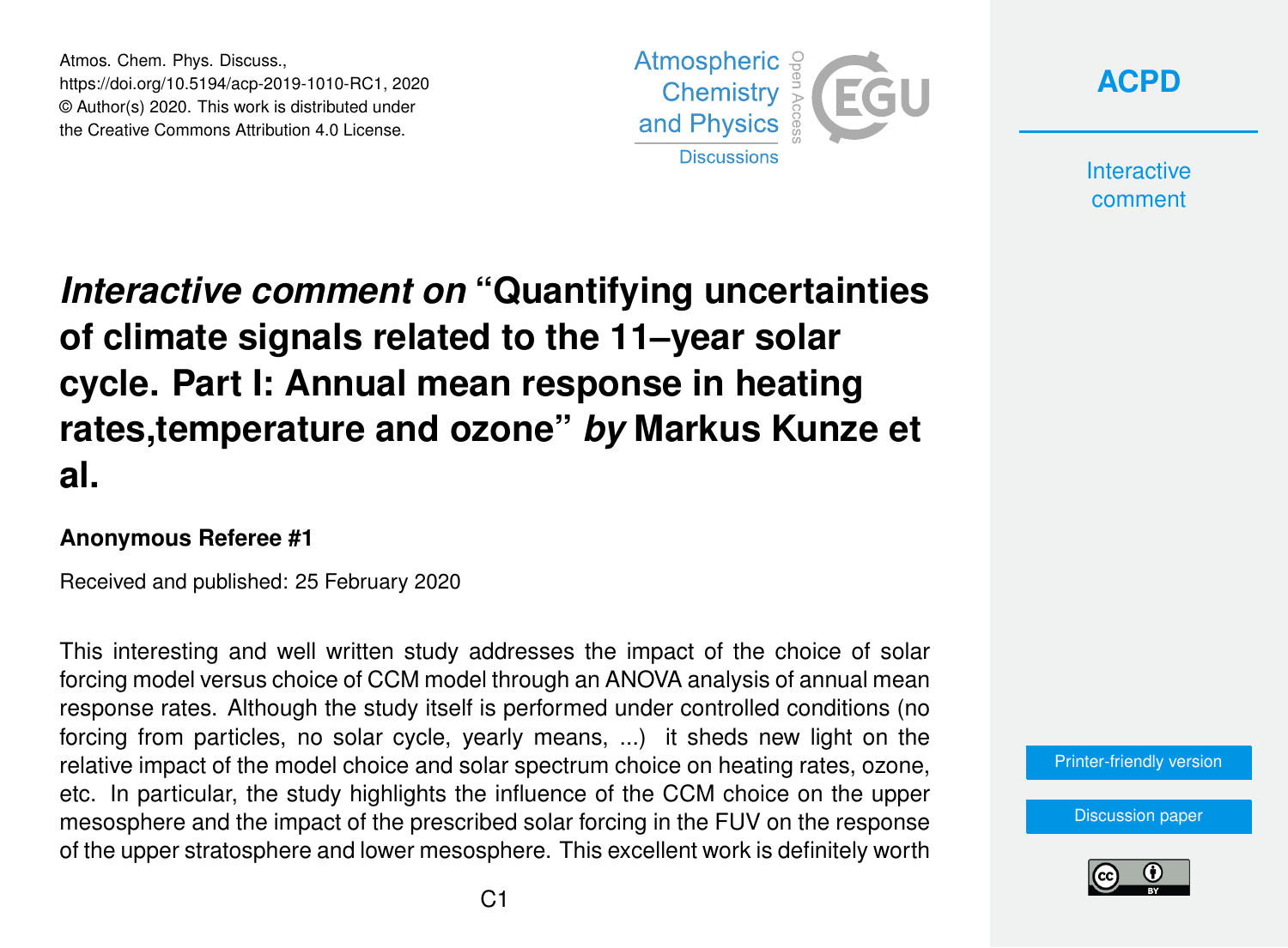# *Interactive comment on* "Quantifying uncertainties of climate signals related to the 11–year solar cycle. Part I: Annual mean response in heating rates,temperature and ozone" *by* Markus Kunze et al.

**Anonymous Referee #1**

Received and published: 25 February 2020

This interesting and well written study addresses the impact of the choice of solar forcing model versus choice of CCM model through an ANOVA analysis of annual mean response rates. Although the study itself is performed under controlled conditions (no forcing from particles, no solar cycle, yearly means, ...) it sheds new light on the relative impact of the model choice and solar spectrum choice on heating rates, ozone, etc. In particular, the study highlights the influence of the CCM choice on the upper mesosphere and the impact of the prescribed solar forcing in the FUV on the response of the upper stratosphere and lower mesosphere. This excellent work is definitely worth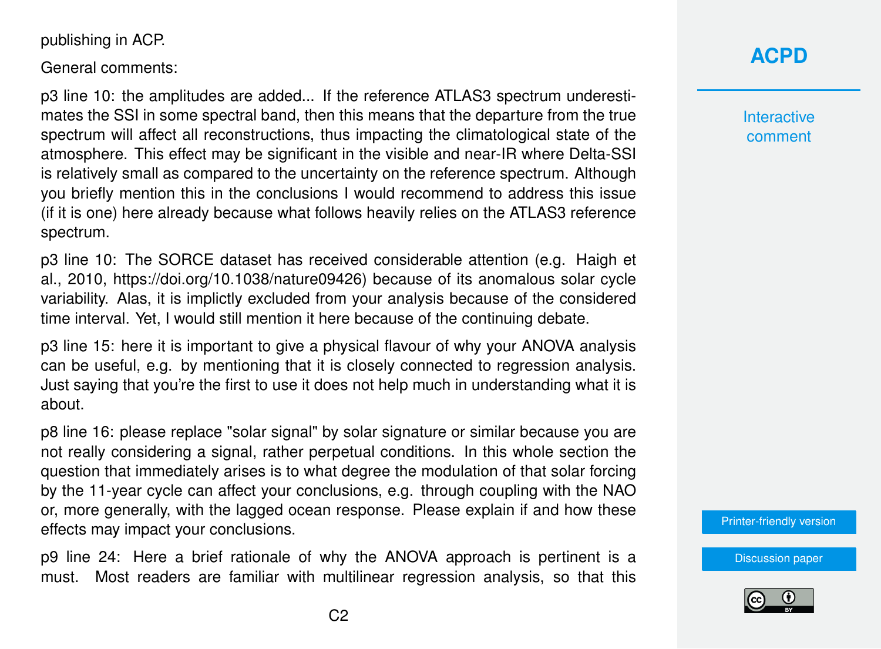publishing in ACP.

General comments:

p3 line 10: the amplitudes are added... If the reference ATLAS3 spectrum underestimates the SSI in some spectral band, then this means that the departure from the true spectrum will affect all reconstructions, thus impacting the climatological state of the atmosphere. This effect may be significant in the visible and near-IR where Delta-SSI is relatively small as compared to the uncertainty on the reference spectrum. Although you briefly mention this in the conclusions I would recommend to address this issue (if it is one) here already because what follows heavily relies on the ATLAS3 reference spectrum.

p3 line 10: The SORCE dataset has received considerable attention (e.g. Haigh et al., 2010, https://doi.org/10.1038/nature09426) because of its anomalous solar cycle variability. Alas, it is implictly excluded from your analysis because of the considered time interval. Yet, I would still mention it here because of the continuing debate.

p3 line 15: here it is important to give a physical flavour of why your ANOVA analysis can be useful, e.g. by mentioning that it is closely connected to regression analysis. Just saying that you're the first to use it does not help much in understanding what it is about.

p8 line 16: please replace "solar signal" by solar signature or similar because you are not really considering a signal, rather perpetual conditions. In this whole section the question that immediately arises is to what degree the modulation of that solar forcing by the 11-year cycle can affect your conclusions, e.g. through coupling with the NAO or, more generally, with the lagged ocean response. Please explain if and how these effects may impact your conclusions.

p9 line 24: Here a brief rationale of why the ANOVA approach is pertinent is a must. Most readers are familiar with multilinear regression analysis, so that this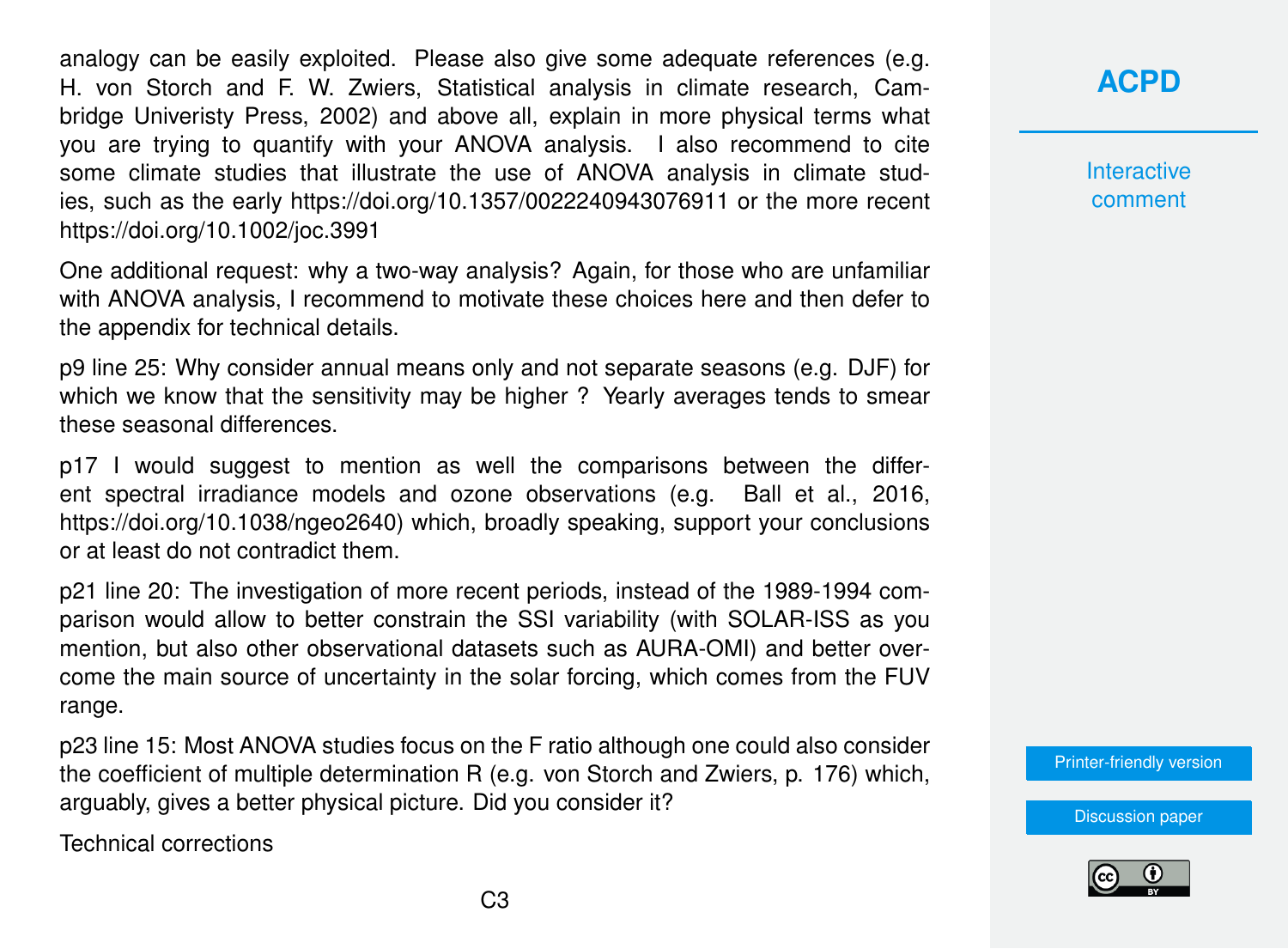analogy can be easily exploited. Please also give some adequate references (e.g. H. von Storch and F. W. Zwiers, Statistical analysis in climate research, Cambridge Univeristy Press, 2002) and above all, explain in more physical terms what you are trying to quantify with your ANOVA analysis. I also recommend to cite some climate studies that illustrate the use of ANOVA analysis in climate studies, such as the early https://doi.org/10.1357/0022240943076911 or the more recent https://doi.org/10.1002/joc.3991

One additional request: why a two-way analysis? Again, for those who are unfamiliar with ANOVA analysis, I recommend to motivate these choices here and then defer to the appendix for technical details.

p9 line 25: Why consider annual means only and not separate seasons (e.g. DJF) for which we know that the sensitivity may be higher ? Yearly averages tends to smear these seasonal differences.

p17 I would suggest to mention as well the comparisons between the different spectral irradiance models and ozone observations (e.g. Ball et al., 2016, https://doi.org/10.1038/ngeo2640) which, broadly speaking, support your conclusions or at least do not contradict them.

p21 line 20: The investigation of more recent periods, instead of the 1989-1994 comparison would allow to better constrain the SSI variability (with SOLAR-ISS as you mention, but also other observational datasets such as AURA-OMI) and better overcome the main source of uncertainty in the solar forcing, which comes from the FUV range.

p23 line 15: Most ANOVA studies focus on the F ratio although one could also consider the coefficient of multiple determination R (e.g. von Storch and Zwiers, p. 176) which, arguably, gives a better physical picture. Did you consider it?

Technical corrections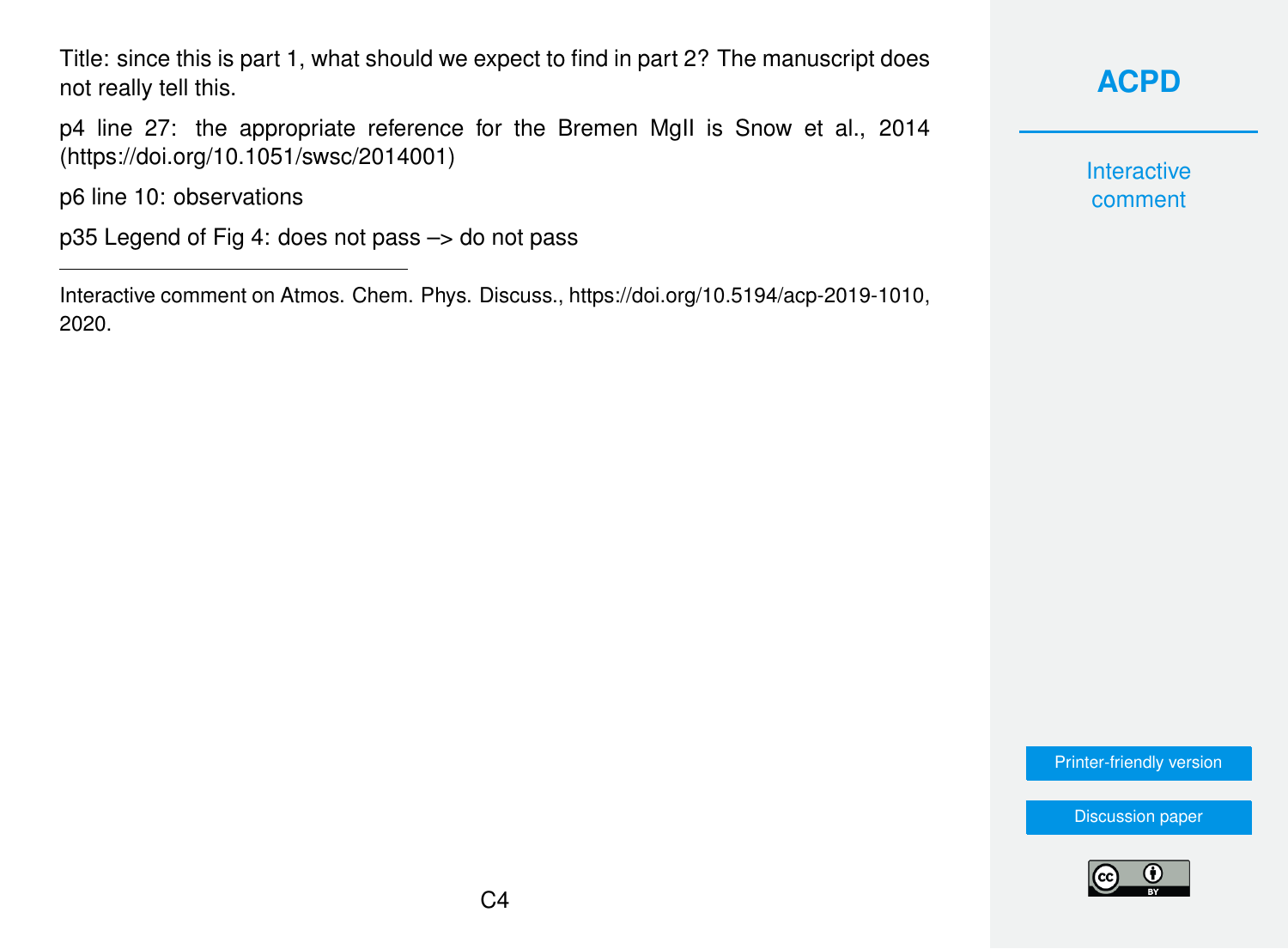Title: since this is part 1, what should we expect to find in part 2? The manuscript does not really tell this.

p4 line 27: the appropriate reference for the Bremen MgII is Snow et al., 2014 (https://doi.org/10.1051/swsc/2014001)

p6 line 10: observations

p35 Legend of Fig 4: does not pass –> do not pass

---

Interactive comment on Atmos. Chem. Phys. Discuss., https://doi.org/10.5194/acp-2019-1010, 2020.